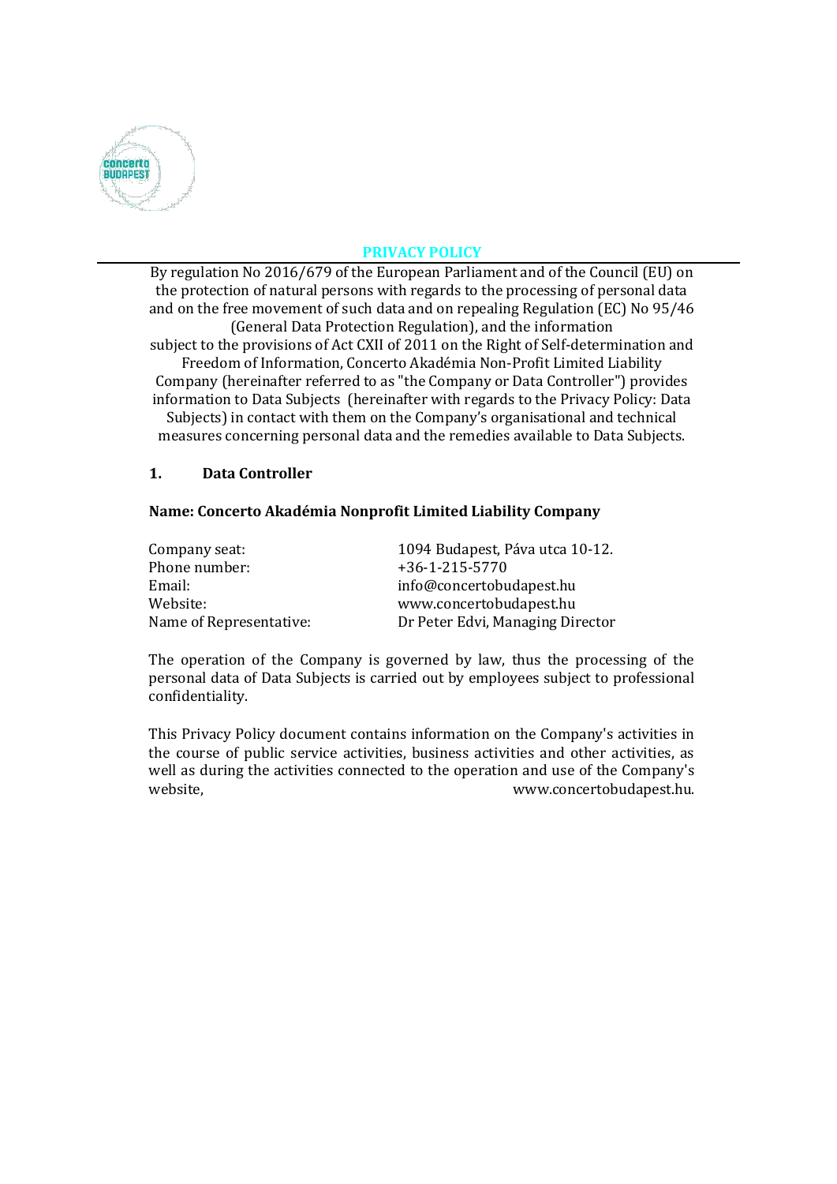# PRIVACY POLICY

By regulation No 2016/679 of the European Parliament and of the Council (EU) on the protection of natural persons with regards to the processing of personal data and on the free movement of such data and on repealing Regulation (EC) No 95/46 (General Data Protection Regulation), and the information subject to the provisions of Act CXII of 2011 on the Right of Self-determination and Freedom of Information, Concerto Akadémia Non-Profit Limited Liability Company (hereinafter referred to as "the Company or Data Controller") provides information to Data Subjects (hereinafter with regards to the Privacy Policy: Data Subjects) in contact with them on the Company's organisational and technical measures concerning personal data and the remedies available to Data Subjects.

## 1. Data Controller

**Name: Concerto Akadémia Nonprofit Limited Liability Company**

| | |
|---|---|
| Company seat: | 1094 Budapest, Páva utca 10-12. |
| Phone number: | +36-1-215-5770 |
| Email: | info@concertobudapest.hu |
| Website: | www.concertobudapest.hu |
| Name of Representative: | Dr Peter Edvi, Managing Director |

The operation of the Company is governed by law, thus the processing of the personal data of Data Subjects is carried out by employees subject to professional confidentiality.

This Privacy Policy document contains information on the Company's activities in the course of public service activities, business activities and other activities, as well as during the activities connected to the operation and use of the Company's website, www.concertobudapest.hu.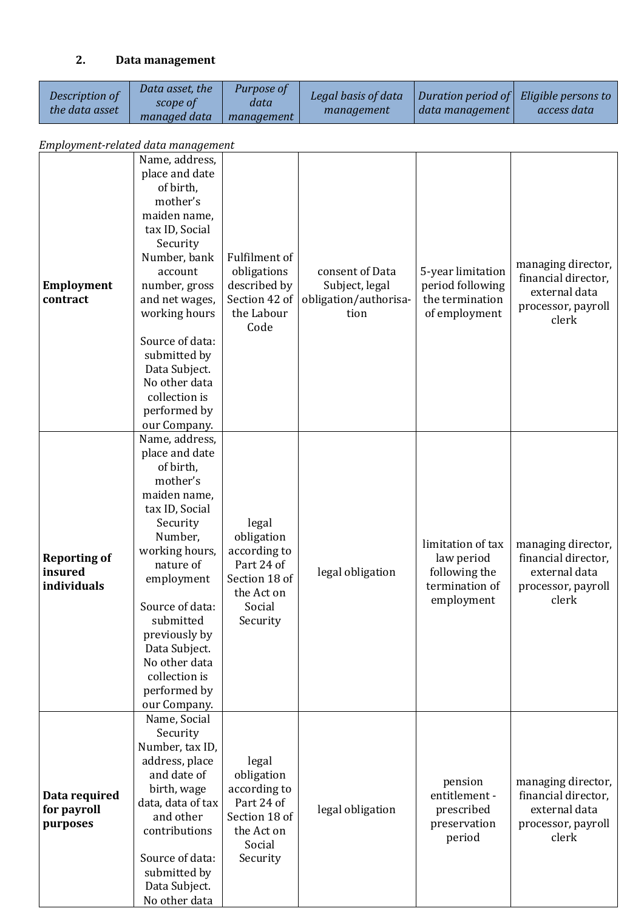## 2. Data management

| *Description of the data asset* | *Data asset, the scope of managed data* | *Purpose of data management* | *Legal basis of data management* | *Duration period of data management* | *Eligible persons to access data* |
|---|---|---|---|---|---|
| *Employment-related data management* | | | | | |
| **Employment contract** | Name, address, place and date of birth, mother's maiden name, tax ID, Social Security Number, bank account number, gross and net wages, working hours<br><br>Source of data: submitted by Data Subject. No other data collection is performed by our Company. | Fulfilment of obligations described by Section 42 of the Labour Code | consent of Data Subject, legal obligation/authorisation | 5-year limitation period following the termination of employment | managing director, financial director, external data processor, payroll clerk |
| **Reporting of insured individuals** | Name, address, place and date of birth, mother's maiden name, tax ID, Social Security Number, working hours, nature of employment<br><br>Source of data: submitted previously by Data Subject. No other data collection is performed by our Company. | legal obligation according to Part 24 of Section 18 of the Act on Social Security | legal obligation | limitation of tax law period following the termination of employment | managing director, financial director, external data processor, payroll clerk |
| **Data required for payroll purposes** | Name, Social Security Number, tax ID, address, place and date of birth, wage data, data of tax and other contributions<br><br>Source of data: submitted by Data Subject. No other data | legal obligation according to Part 24 of Section 18 of the Act on Social Security | legal obligation | pension entitlement - prescribed preservation period | managing director, financial director, external data processor, payroll clerk |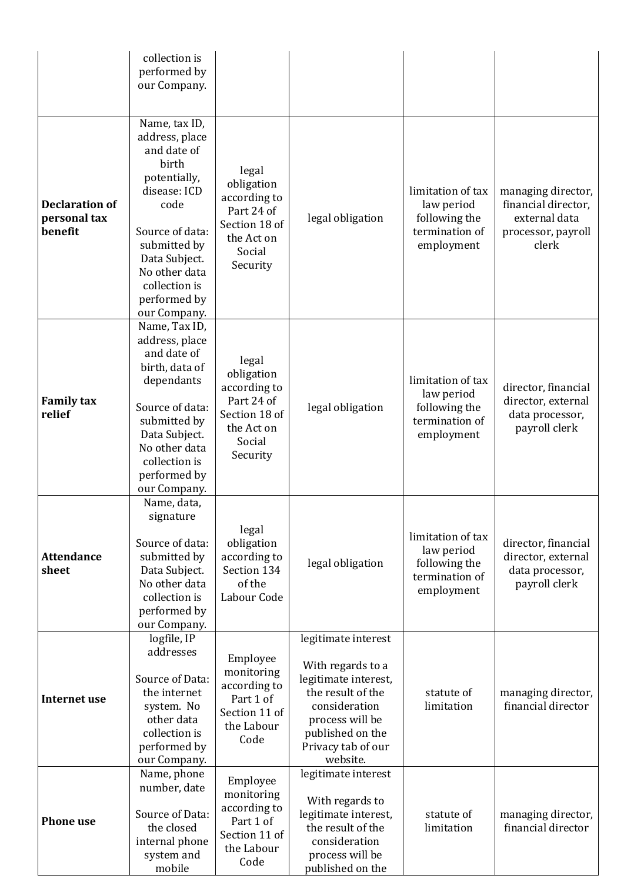| | | | | | |
|---|---|---|---|---|---|
| | collection is performed by our Company. | | | | |
| **Declaration of personal tax benefit** | Name, tax ID, address, place and date of birth potentially, disease: ICD code<br><br>Source of data: submitted by Data Subject. No other data collection is performed by our Company. | legal obligation according to Part 24 of Section 18 of the Act on Social Security | legal obligation | limitation of tax law period following the termination of employment | managing director, financial director, external data processor, payroll clerk |
| **Family tax relief** | Name, Tax ID, address, place and date of birth, data of dependants<br><br>Source of data: submitted by Data Subject. No other data collection is performed by our Company. | legal obligation according to Part 24 of Section 18 of the Act on Social Security | legal obligation | limitation of tax law period following the termination of employment | director, financial director, external data processor, payroll clerk |
| **Attendance sheet** | Name, data, signature<br><br>Source of data: submitted by Data Subject. No other data collection is performed by our Company. | legal obligation according to Section 134 of the Labour Code | legal obligation | limitation of tax law period following the termination of employment | director, financial director, external data processor, payroll clerk |
| **Internet use** | logfile, IP addresses<br><br>Source of Data: the internet system. No other data collection is performed by our Company. | Employee monitoring according to Part 1 of Section 11 of the Labour Code | legitimate interest<br><br>With regards to a legitimate interest, the result of the consideration process will be published on the Privacy tab of our website. | statute of limitation | managing director, financial director |
| **Phone use** | Name, phone number, date<br><br>Source of Data: the closed internal phone system and mobile | Employee monitoring according to Part 1 of Section 11 of the Labour Code | legitimate interest<br><br>With regards to legitimate interest, the result of the consideration process will be published on the | statute of limitation | managing director, financial director |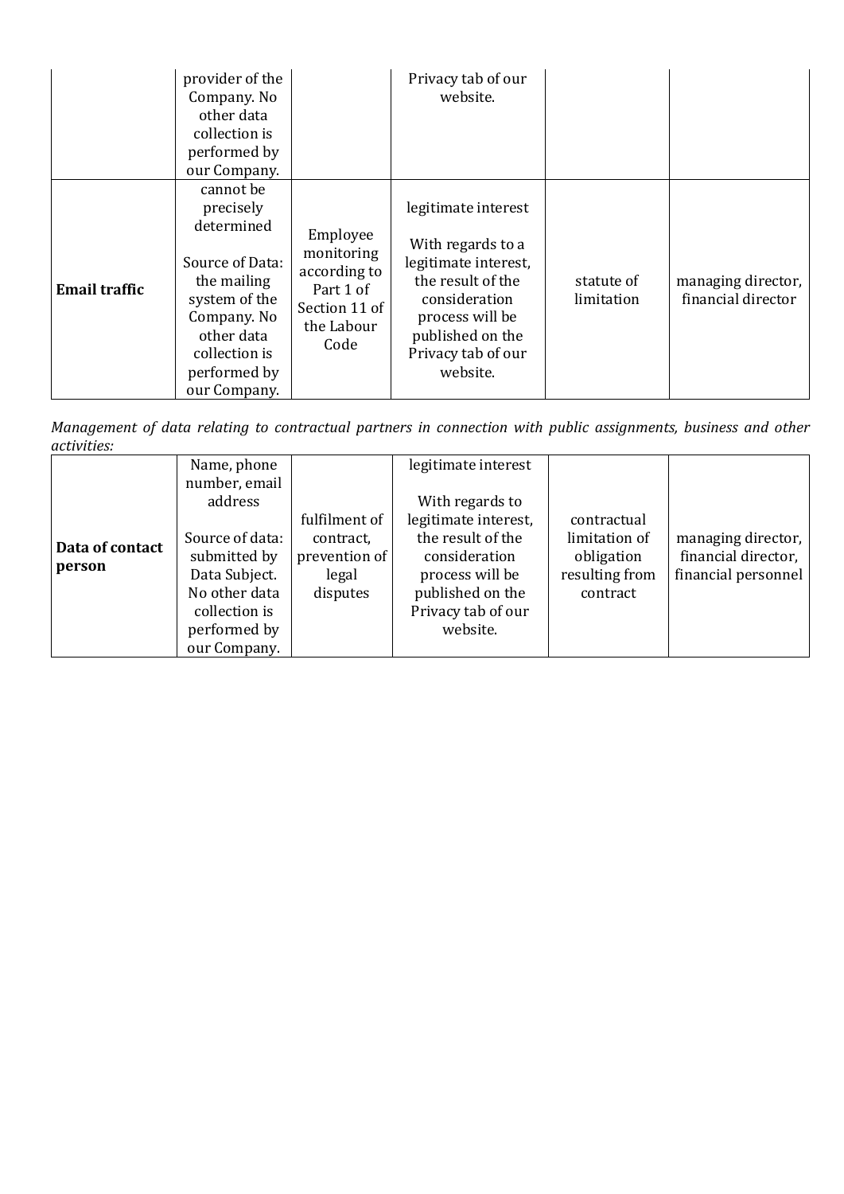| | provider of the Company. No other data collection is performed by our Company. | | Privacy tab of our website. | | |
|---|---|---|---|---|---|
| **Email traffic** | cannot be precisely determined<br><br>Source of Data: the mailing system of the Company. No other data collection is performed by our Company. | Employee monitoring according to Part 1 of Section 11 of the Labour Code | legitimate interest<br><br>With regards to a legitimate interest, the result of the consideration process will be published on the Privacy tab of our website. | statute of limitation | managing director, financial director |

*Management of data relating to contractual partners in connection with public assignments, business and other activities:*

| | | | | | |
|---|---|---|---|---|---|
| **Data of contact person** | Name, phone number, email address<br><br>Source of data: submitted by Data Subject. No other data collection is performed by our Company. | fulfilment of contract, prevention of legal disputes | legitimate interest<br><br>With regards to legitimate interest, the result of the consideration process will be published on the Privacy tab of our website. | contractual limitation of obligation resulting from contract | managing director, financial director, financial personnel |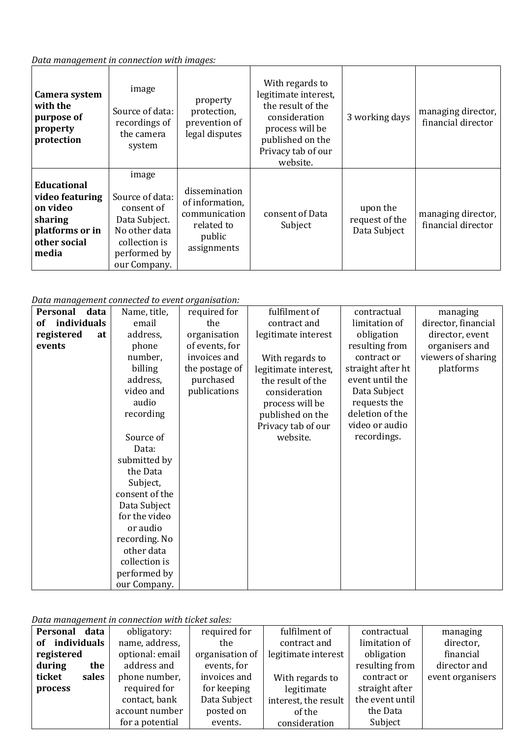*Data management in connection with images:*

| | | | | | |
|---|---|---|---|---|---|
| **Camera system with the purpose of property protection** | image<br><br>Source of data: recordings of the camera system | property protection, prevention of legal disputes | With regards to legitimate interest, the result of the consideration process will be published on the Privacy tab of our website. | 3 working days | managing director, financial director |
| **Educational video featuring on video sharing platforms or in other social media** | image<br><br>Source of data: consent of Data Subject. No other data collection is performed by our Company. | dissemination of information, communication related to public assignments | consent of Data Subject | upon the request of the Data Subject | managing director, financial director |

*Data management connected to event organisation:*

| | | | | | |
|---|---|---|---|---|---|
| **Personal data of individuals registered at events** | Name, title, email address, phone number, billing address, video and audio recording<br><br>Source of Data: submitted by the Data Subject, consent of the Data Subject for the video or audio recording. No other data collection is performed by our Company. | required for the organisation of events, for invoices and the postage of purchased publications | fulfilment of contract and legitimate interest<br><br>With regards to legitimate interest, the result of the consideration process will be published on the Privacy tab of our website. | contractual limitation of obligation resulting from contract or straight after ht event until the Data Subject requests the deletion of the video or audio recordings. | managing director, financial director, event organisers and viewers of sharing platforms |

*Data management in connection with ticket sales:*

| | | | | | |
|---|---|---|---|---|---|
| **Personal data of individuals registered during the ticket sales process** | obligatory: name, address, optional: email address and phone number, required for contact, bank account number for a potential | required for the organisation of events, for invoices and for keeping Data Subject posted on events. | fulfilment of contract and legitimate interest<br><br>With regards to legitimate interest, the result of the consideration | contractual limitation of obligation resulting from contract or straight after the event until the Data Subject | managing director, financial director and event organisers |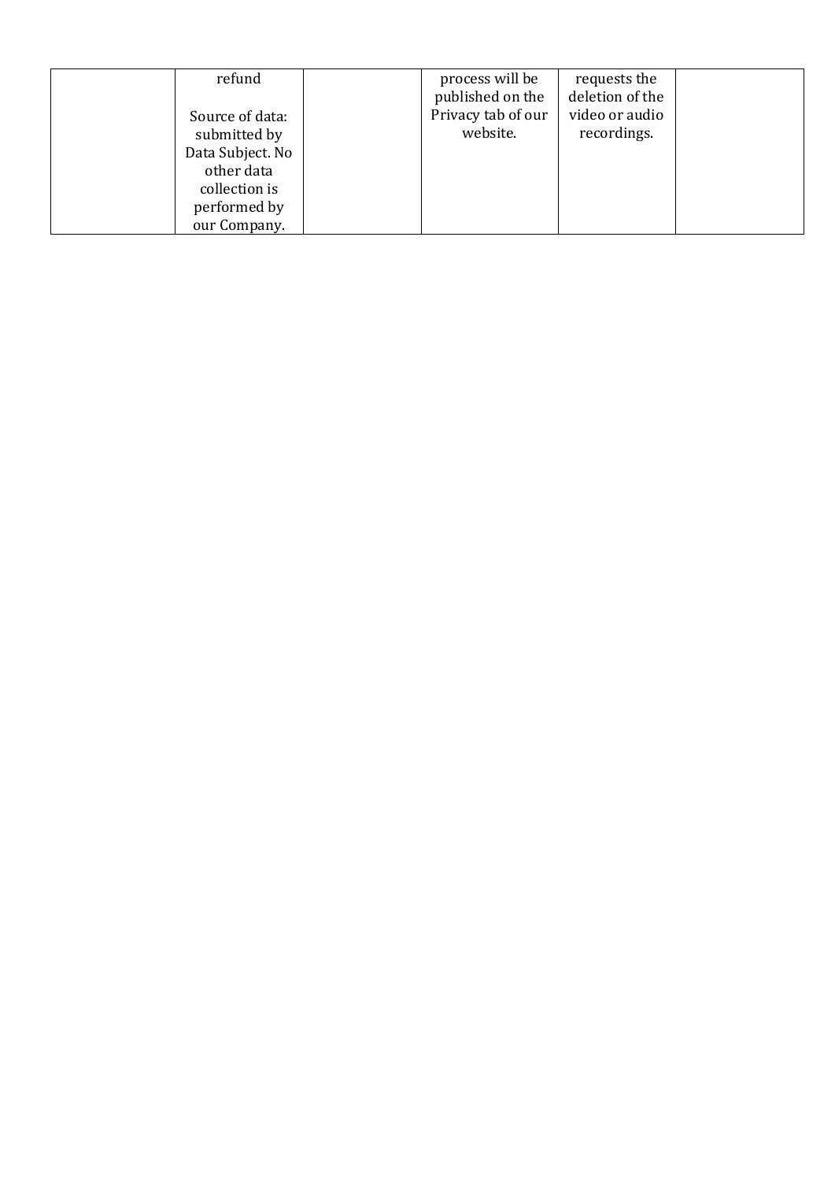|  |  |  |  |  |  |
| --- | --- | --- | --- | --- | --- |
|  | refund<br><br>Source of data: submitted by Data Subject. No other data collection is performed by our Company. |  | process will be published on the Privacy tab of our website. | requests the deletion of the video or audio recordings. |  |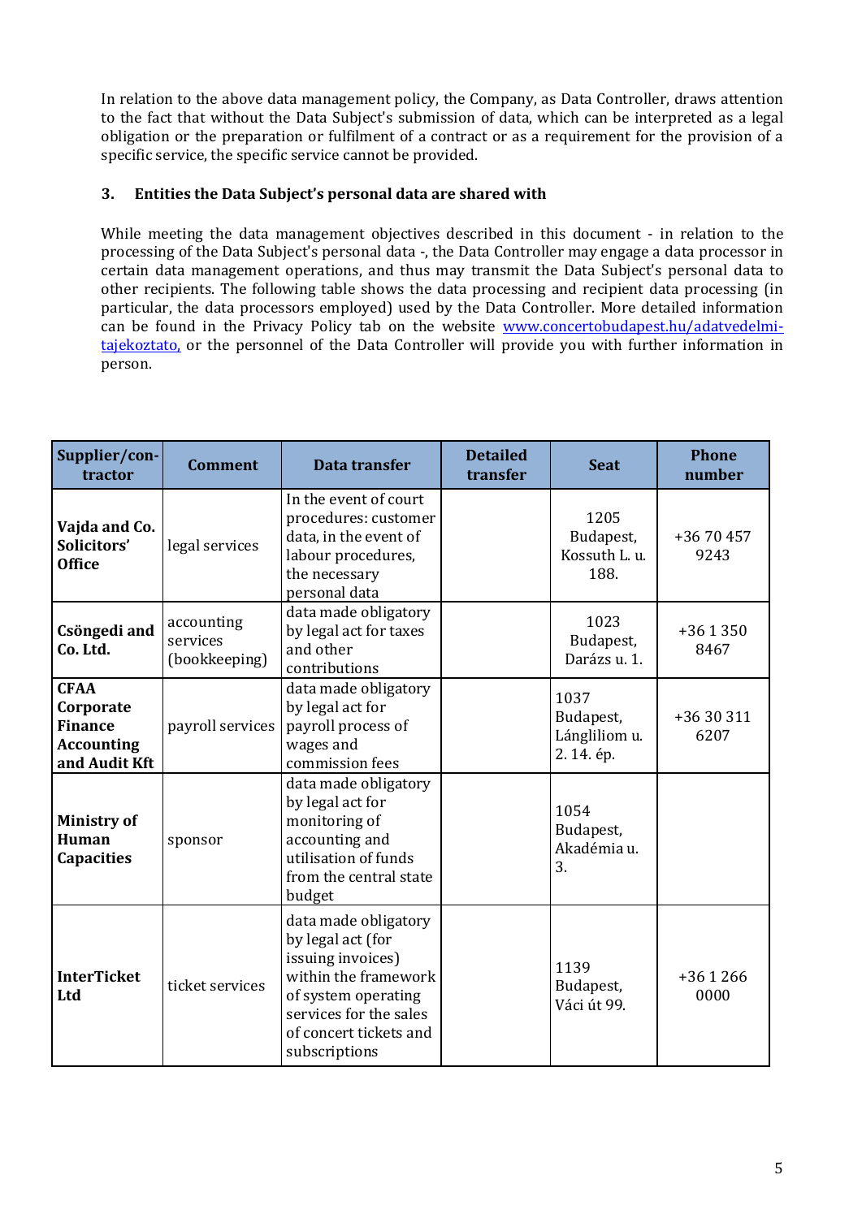In relation to the above data management policy, the Company, as Data Controller, draws attention to the fact that without the Data Subject's submission of data, which can be interpreted as a legal obligation or the preparation or fulfilment of a contract or as a requirement for the provision of a specific service, the specific service cannot be provided.

## 3. Entities the Data Subject's personal data are shared with

While meeting the data management objectives described in this document - in relation to the processing of the Data Subject's personal data -, the Data Controller may engage a data processor in certain data management operations, and thus may transmit the Data Subject's personal data to other recipients. The following table shows the data processing and recipient data processing (in particular, the data processors employed) used by the Data Controller. More detailed information can be found in the Privacy Policy tab on the website www.concertobudapest.hu/adatvedelmi-tajekoztato, or the personnel of the Data Controller will provide you with further information in person.

| Supplier/contractor | Comment | Data transfer | Detailed transfer | Seat | Phone number |
|---|---|---|---|---|---|
| **Vajda and Co. Solicitors' Office** | legal services | In the event of court procedures: customer data, in the event of labour procedures, the necessary personal data | | 1205 Budapest, Kossuth L. u. 188. | +36 70 457 9243 |
| **Csöngedi and Co. Ltd.** | accounting services (bookkeeping) | data made obligatory by legal act for taxes and other contributions | | 1023 Budapest, Darázs u. 1. | +36 1 350 8467 |
| **CFAA Corporate Finance Accounting and Audit Kft** | payroll services | data made obligatory by legal act for payroll process of wages and commission fees | | 1037 Budapest, Lángliliom u. 2. 14. ép. | +36 30 311 6207 |
| **Ministry of Human Capacities** | sponsor | data made obligatory by legal act for monitoring of accounting and utilisation of funds from the central state budget | | 1054 Budapest, Akadémia u. 3. | |
| **InterTicket Ltd** | ticket services | data made obligatory by legal act (for issuing invoices) within the framework of system operating services for the sales of concert tickets and subscriptions | | 1139 Budapest, Váci út 99. | +36 1 266 0000 |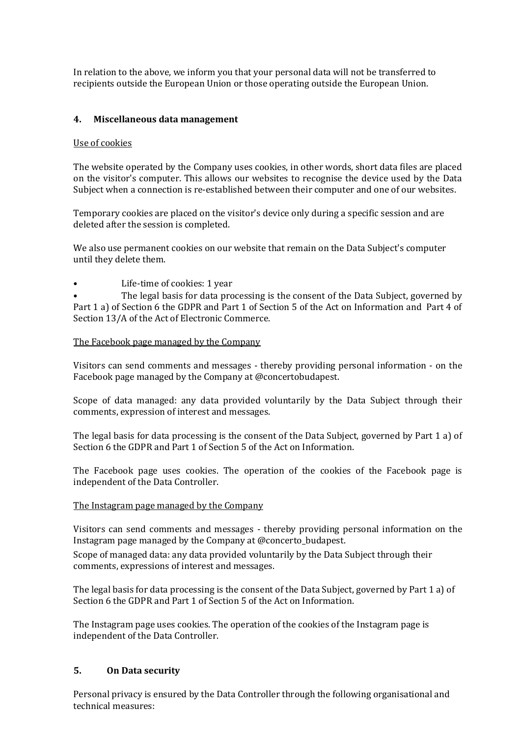In relation to the above, we inform you that your personal data will not be transferred to recipients outside the European Union or those operating outside the European Union.

## 4. Miscellaneous data management

Use of cookies

The website operated by the Company uses cookies, in other words, short data files are placed on the visitor's computer. This allows our websites to recognise the device used by the Data Subject when a connection is re-established between their computer and one of our websites.

Temporary cookies are placed on the visitor's device only during a specific session and are deleted after the session is completed.

We also use permanent cookies on our website that remain on the Data Subject's computer until they delete them.

- Life-time of cookies: 1 year
- The legal basis for data processing is the consent of the Data Subject, governed by Part 1 a) of Section 6 the GDPR and Part 1 of Section 5 of the Act on Information and Part 4 of Section 13/A of the Act of Electronic Commerce.

The Facebook page managed by the Company

Visitors can send comments and messages - thereby providing personal information - on the Facebook page managed by the Company at @concertobudapest.

Scope of data managed: any data provided voluntarily by the Data Subject through their comments, expression of interest and messages.

The legal basis for data processing is the consent of the Data Subject, governed by Part 1 a) of Section 6 the GDPR and Part 1 of Section 5 of the Act on Information.

The Facebook page uses cookies. The operation of the cookies of the Facebook page is independent of the Data Controller.

The Instagram page managed by the Company

Visitors can send comments and messages - thereby providing personal information on the Instagram page managed by the Company at @concerto_budapest.

Scope of managed data: any data provided voluntarily by the Data Subject through their comments, expressions of interest and messages.

The legal basis for data processing is the consent of the Data Subject, governed by Part 1 a) of Section 6 the GDPR and Part 1 of Section 5 of the Act on Information.

The Instagram page uses cookies. The operation of the cookies of the Instagram page is independent of the Data Controller.

## 5. On Data security

Personal privacy is ensured by the Data Controller through the following organisational and technical measures: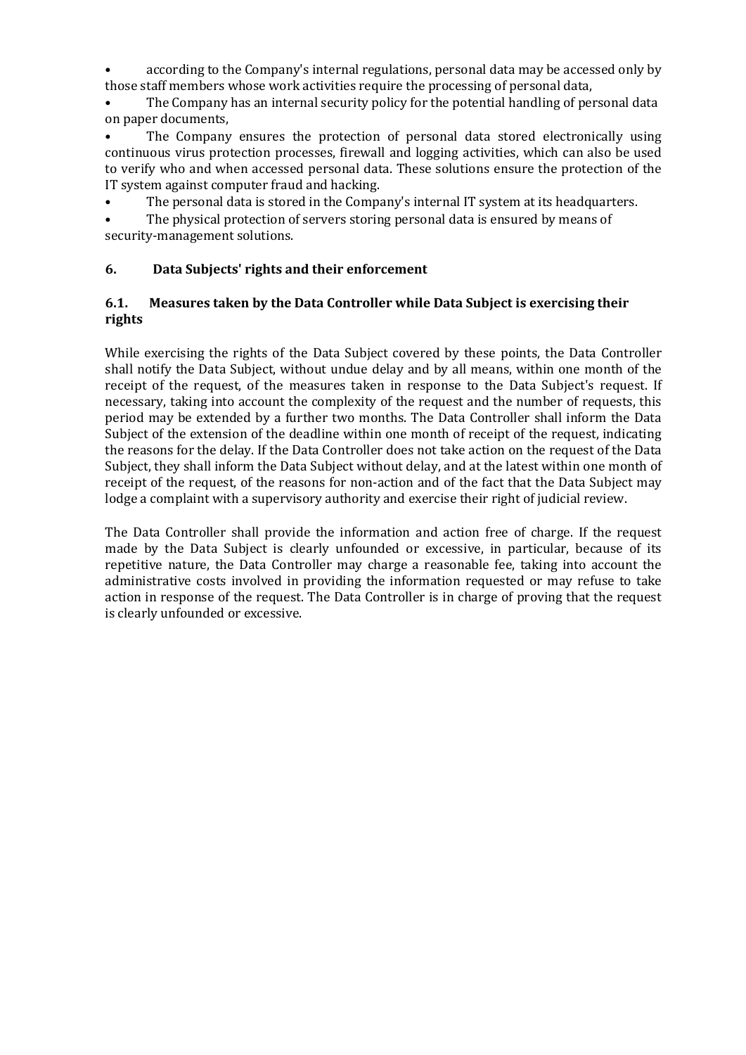- according to the Company's internal regulations, personal data may be accessed only by those staff members whose work activities require the processing of personal data,
- The Company has an internal security policy for the potential handling of personal data on paper documents,
- The Company ensures the protection of personal data stored electronically using continuous virus protection processes, firewall and logging activities, which can also be used to verify who and when accessed personal data. These solutions ensure the protection of the IT system against computer fraud and hacking.
- The personal data is stored in the Company's internal IT system at its headquarters.
- The physical protection of servers storing personal data is ensured by means of security-management solutions.

## 6. Data Subjects' rights and their enforcement

### 6.1. Measures taken by the Data Controller while Data Subject is exercising their rights

While exercising the rights of the Data Subject covered by these points, the Data Controller shall notify the Data Subject, without undue delay and by all means, within one month of the receipt of the request, of the measures taken in response to the Data Subject's request. If necessary, taking into account the complexity of the request and the number of requests, this period may be extended by a further two months. The Data Controller shall inform the Data Subject of the extension of the deadline within one month of receipt of the request, indicating the reasons for the delay. If the Data Controller does not take action on the request of the Data Subject, they shall inform the Data Subject without delay, and at the latest within one month of receipt of the request, of the reasons for non-action and of the fact that the Data Subject may lodge a complaint with a supervisory authority and exercise their right of judicial review.

The Data Controller shall provide the information and action free of charge. If the request made by the Data Subject is clearly unfounded or excessive, in particular, because of its repetitive nature, the Data Controller may charge a reasonable fee, taking into account the administrative costs involved in providing the information requested or may refuse to take action in response of the request. The Data Controller is in charge of proving that the request is clearly unfounded or excessive.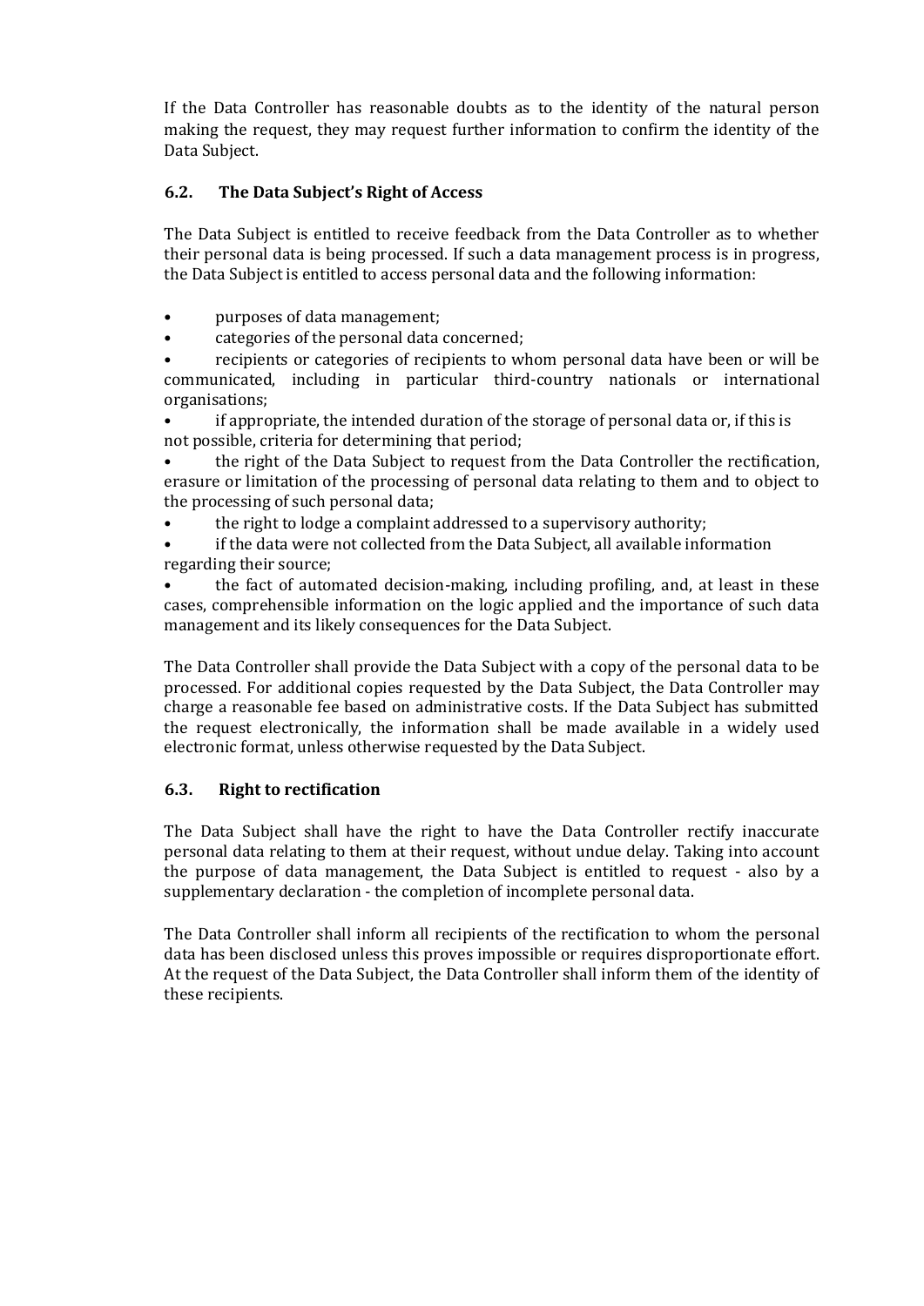If the Data Controller has reasonable doubts as to the identity of the natural person making the request, they may request further information to confirm the identity of the Data Subject.

### 6.2. The Data Subject's Right of Access

The Data Subject is entitled to receive feedback from the Data Controller as to whether their personal data is being processed. If such a data management process is in progress, the Data Subject is entitled to access personal data and the following information:

- purposes of data management;
- categories of the personal data concerned;
- recipients or categories of recipients to whom personal data have been or will be communicated, including in particular third-country nationals or international organisations;
- if appropriate, the intended duration of the storage of personal data or, if this is not possible, criteria for determining that period;
- the right of the Data Subject to request from the Data Controller the rectification, erasure or limitation of the processing of personal data relating to them and to object to the processing of such personal data;
- the right to lodge a complaint addressed to a supervisory authority;
- if the data were not collected from the Data Subject, all available information regarding their source;
- the fact of automated decision-making, including profiling, and, at least in these cases, comprehensible information on the logic applied and the importance of such data management and its likely consequences for the Data Subject.

The Data Controller shall provide the Data Subject with a copy of the personal data to be processed. For additional copies requested by the Data Subject, the Data Controller may charge a reasonable fee based on administrative costs. If the Data Subject has submitted the request electronically, the information shall be made available in a widely used electronic format, unless otherwise requested by the Data Subject.

### 6.3. Right to rectification

The Data Subject shall have the right to have the Data Controller rectify inaccurate personal data relating to them at their request, without undue delay. Taking into account the purpose of data management, the Data Subject is entitled to request - also by a supplementary declaration - the completion of incomplete personal data.

The Data Controller shall inform all recipients of the rectification to whom the personal data has been disclosed unless this proves impossible or requires disproportionate effort. At the request of the Data Subject, the Data Controller shall inform them of the identity of these recipients.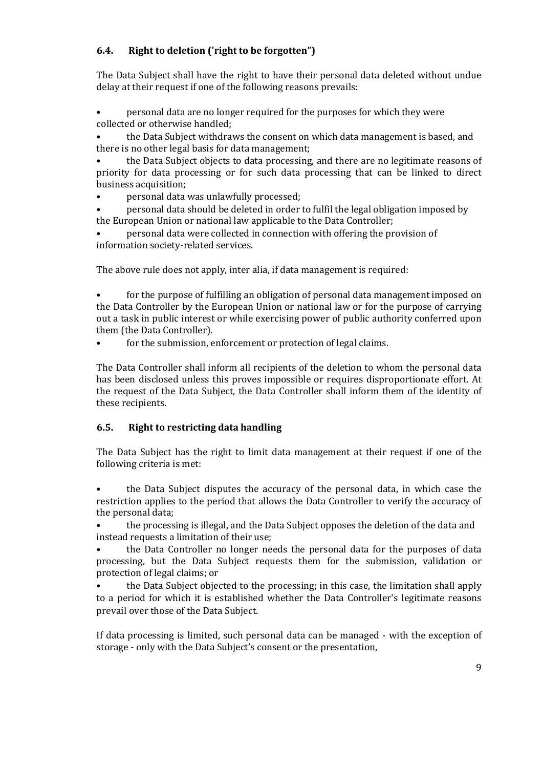### 6.4. Right to deletion ('right to be forgotten")

The Data Subject shall have the right to have their personal data deleted without undue delay at their request if one of the following reasons prevails:

- personal data are no longer required for the purposes for which they were collected or otherwise handled;
- the Data Subject withdraws the consent on which data management is based, and there is no other legal basis for data management;
- the Data Subject objects to data processing, and there are no legitimate reasons of priority for data processing or for such data processing that can be linked to direct business acquisition;
- personal data was unlawfully processed;
- personal data should be deleted in order to fulfil the legal obligation imposed by the European Union or national law applicable to the Data Controller;
- personal data were collected in connection with offering the provision of information society-related services.

The above rule does not apply, inter alia, if data management is required:

- for the purpose of fulfilling an obligation of personal data management imposed on the Data Controller by the European Union or national law or for the purpose of carrying out a task in public interest or while exercising power of public authority conferred upon them (the Data Controller).
- for the submission, enforcement or protection of legal claims.

The Data Controller shall inform all recipients of the deletion to whom the personal data has been disclosed unless this proves impossible or requires disproportionate effort. At the request of the Data Subject, the Data Controller shall inform them of the identity of these recipients.

### 6.5. Right to restricting data handling

The Data Subject has the right to limit data management at their request if one of the following criteria is met:

- the Data Subject disputes the accuracy of the personal data, in which case the restriction applies to the period that allows the Data Controller to verify the accuracy of the personal data;
- the processing is illegal, and the Data Subject opposes the deletion of the data and instead requests a limitation of their use;
- the Data Controller no longer needs the personal data for the purposes of data processing, but the Data Subject requests them for the submission, validation or protection of legal claims; or
- the Data Subject objected to the processing; in this case, the limitation shall apply to a period for which it is established whether the Data Controller's legitimate reasons prevail over those of the Data Subject.

If data processing is limited, such personal data can be managed - with the exception of storage - only with the Data Subject's consent or the presentation,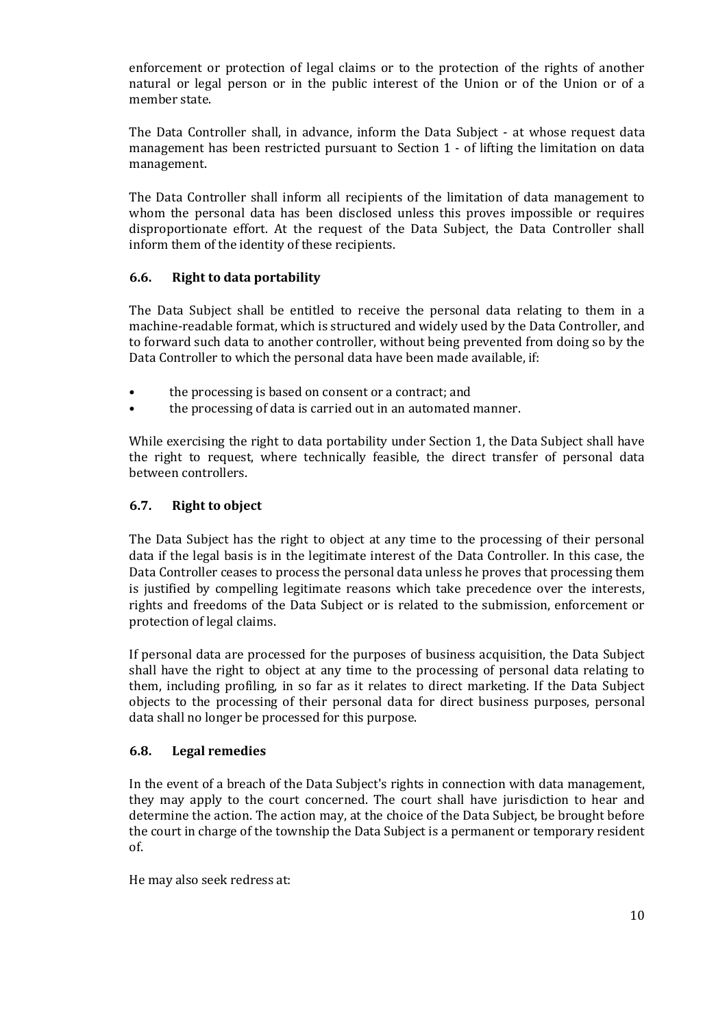enforcement or protection of legal claims or to the protection of the rights of another natural or legal person or in the public interest of the Union or of the Union or of a member state.

The Data Controller shall, in advance, inform the Data Subject - at whose request data management has been restricted pursuant to Section 1 - of lifting the limitation on data management.

The Data Controller shall inform all recipients of the limitation of data management to whom the personal data has been disclosed unless this proves impossible or requires disproportionate effort. At the request of the Data Subject, the Data Controller shall inform them of the identity of these recipients.

### 6.6. Right to data portability

The Data Subject shall be entitled to receive the personal data relating to them in a machine-readable format, which is structured and widely used by the Data Controller, and to forward such data to another controller, without being prevented from doing so by the Data Controller to which the personal data have been made available, if:

- the processing is based on consent or a contract; and
- the processing of data is carried out in an automated manner.

While exercising the right to data portability under Section 1, the Data Subject shall have the right to request, where technically feasible, the direct transfer of personal data between controllers.

### 6.7. Right to object

The Data Subject has the right to object at any time to the processing of their personal data if the legal basis is in the legitimate interest of the Data Controller. In this case, the Data Controller ceases to process the personal data unless he proves that processing them is justified by compelling legitimate reasons which take precedence over the interests, rights and freedoms of the Data Subject or is related to the submission, enforcement or protection of legal claims.

If personal data are processed for the purposes of business acquisition, the Data Subject shall have the right to object at any time to the processing of personal data relating to them, including profiling, in so far as it relates to direct marketing. If the Data Subject objects to the processing of their personal data for direct business purposes, personal data shall no longer be processed for this purpose.

### 6.8. Legal remedies

In the event of a breach of the Data Subject's rights in connection with data management, they may apply to the court concerned. The court shall have jurisdiction to hear and determine the action. The action may, at the choice of the Data Subject, be brought before the court in charge of the township the Data Subject is a permanent or temporary resident of.

He may also seek redress at: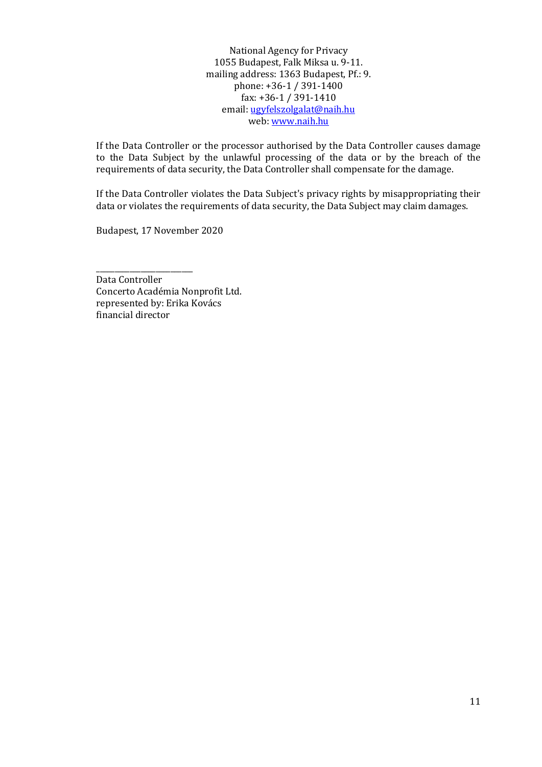National Agency for Privacy
1055 Budapest, Falk Miksa u. 9-11.
mailing address: 1363 Budapest, Pf.: 9.
phone: +36-1 / 391-1400
fax: +36-1 / 391-1410
email: ugyfelszolgalat@naih.hu
web: www.naih.hu

If the Data Controller or the processor authorised by the Data Controller causes damage to the Data Subject by the unlawful processing of the data or by the breach of the requirements of data security, the Data Controller shall compensate for the damage.

If the Data Controller violates the Data Subject's privacy rights by misappropriating their data or violates the requirements of data security, the Data Subject may claim damages.

Budapest, 17 November 2020

\_\_\_\_\_\_\_\_\_\_\_\_\_\_\_\_\_\_\_\_\_\_\_\_

Data Controller
Concerto Académia Nonprofit Ltd.
represented by: Erika Kovács
financial director